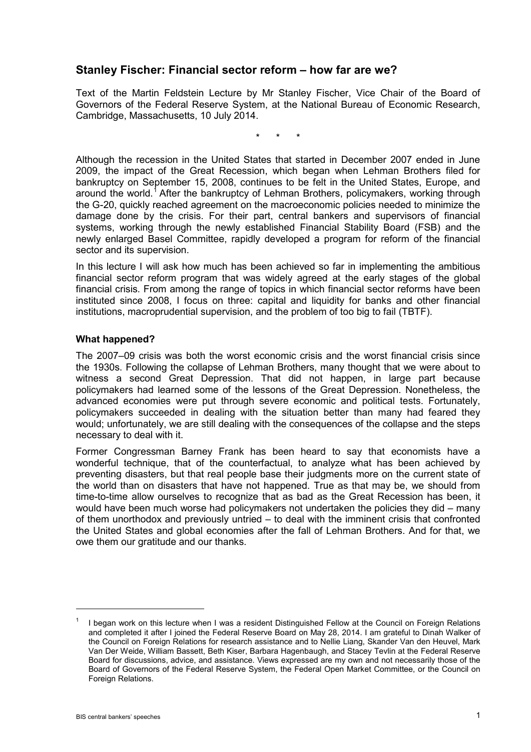## Stanley Fischer: Financial sector reform – how far are we?

Text of the Martin Feldstein Lecture by Mr Stanley Fischer, Vice Chair of the Board of Governors of the Federal Reserve System, at the National Bureau of Economic Research, Cambridge, Massachusetts, 10 July 2014.

\* \* \*

Although the recession in the United States that started in December 2007 ended in June 2009, the impact of the Great Recession, which began when Lehman Brothers filed for bankruptcy on September 15, 2008, continues to be felt in the United States, Europe, and around the world.[1] After the bankruptcy of Lehman Brothers, policymakers, working through the G-20, quickly reached agreement on the macroeconomic policies needed to minimize the damage done by the crisis. For their part, central bankers and supervisors of financial systems, working through the newly established Financial Stability Board (FSB) and the newly enlarged Basel Committee, rapidly developed a program for reform of the financial sector and its supervision.

In this lecture I will ask how much has been achieved so far in implementing the ambitious financial sector reform program that was widely agreed at the early stages of the global financial crisis. From among the range of topics in which financial sector reforms have been instituted since 2008, I focus on three: capital and liquidity for banks and other financial institutions, macroprudential supervision, and the problem of too big to fail (TBTF).

### What happened?

The 2007–09 crisis was both the worst economic crisis and the worst financial crisis since the 1930s. Following the collapse of Lehman Brothers, many thought that we were about to witness a second Great Depression. That did not happen, in large part because policymakers had learned some of the lessons of the Great Depression. Nonetheless, the advanced economies were put through severe economic and political tests. Fortunately, policymakers succeeded in dealing with the situation better than many had feared they would; unfortunately, we are still dealing with the consequences of the collapse and the steps necessary to deal with it.

Former Congressman Barney Frank has been heard to say that economists have a wonderful technique, that of the counterfactual, to analyze what has been achieved by preventing disasters, but that real people base their judgments more on the current state of the world than on disasters that have not happened. True as that may be, we should from time-to-time allow ourselves to recognize that as bad as the Great Recession has been, it would have been much worse had policymakers not undertaken the policies they did – many of them unorthodox and previously untried – to deal with the imminent crisis that confronted the United States and global economies after the fall of Lehman Brothers. And for that, we owe them our gratitude and our thanks.

---

[1] I began work on this lecture when I was a resident Distinguished Fellow at the Council on Foreign Relations and completed it after I joined the Federal Reserve Board on May 28, 2014. I am grateful to Dinah Walker of the Council on Foreign Relations for research assistance and to Nellie Liang, Skander Van den Heuvel, Mark Van Der Weide, William Bassett, Beth Kiser, Barbara Hagenbaugh, and Stacey Tevlin at the Federal Reserve Board for discussions, advice, and assistance. Views expressed are my own and not necessarily those of the Board of Governors of the Federal Reserve System, the Federal Open Market Committee, or the Council on Foreign Relations.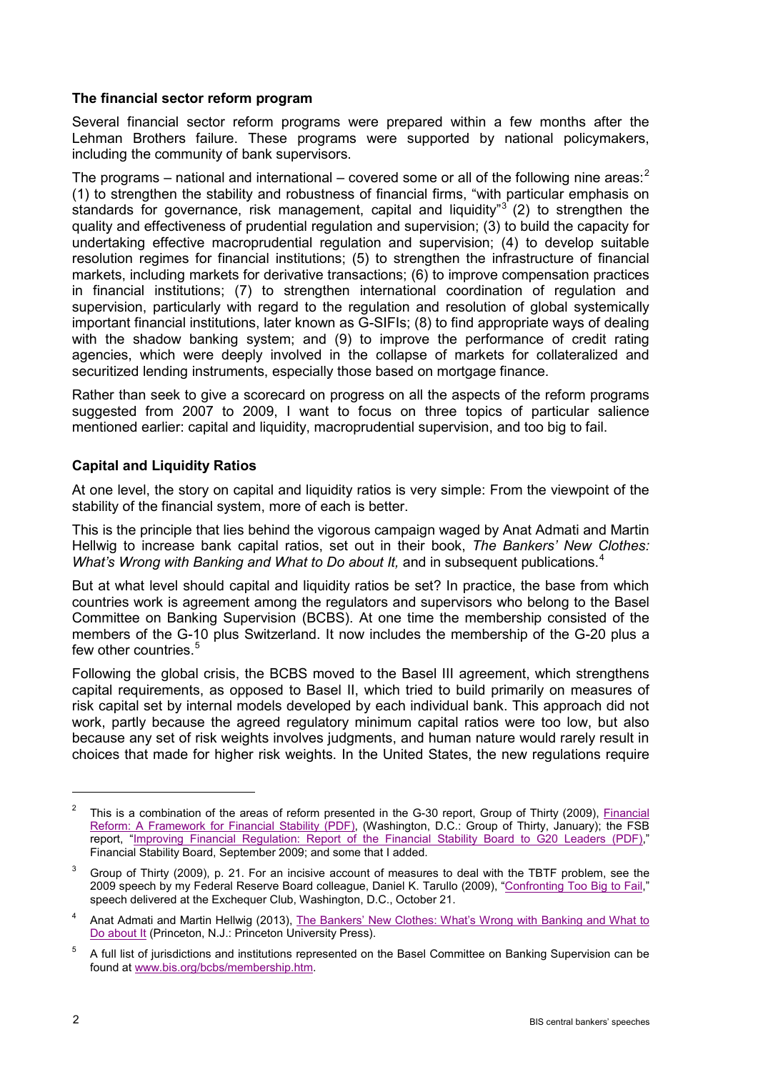### The financial sector reform program

Several financial sector reform programs were prepared within a few months after the Lehman Brothers failure. These programs were supported by national policymakers, including the community of bank supervisors.

The programs – national and international – covered some or all of the following nine areas:[2] (1) to strengthen the stability and robustness of financial firms, "with particular emphasis on standards for governance, risk management, capital and liquidity"[3] (2) to strengthen the quality and effectiveness of prudential regulation and supervision; (3) to build the capacity for undertaking effective macroprudential regulation and supervision; (4) to develop suitable resolution regimes for financial institutions; (5) to strengthen the infrastructure of financial markets, including markets for derivative transactions; (6) to improve compensation practices in financial institutions; (7) to strengthen international coordination of regulation and supervision, particularly with regard to the regulation and resolution of global systemically important financial institutions, later known as G-SIFIs; (8) to find appropriate ways of dealing with the shadow banking system; and (9) to improve the performance of credit rating agencies, which were deeply involved in the collapse of markets for collateralized and securitized lending instruments, especially those based on mortgage finance.

Rather than seek to give a scorecard on progress on all the aspects of the reform programs suggested from 2007 to 2009, I want to focus on three topics of particular salience mentioned earlier: capital and liquidity, macroprudential supervision, and too big to fail.

### Capital and Liquidity Ratios

At one level, the story on capital and liquidity ratios is very simple: From the viewpoint of the stability of the financial system, more of each is better.

This is the principle that lies behind the vigorous campaign waged by Anat Admati and Martin Hellwig to increase bank capital ratios, set out in their book, *The Bankers' New Clothes: What's Wrong with Banking and What to Do about It,* and in subsequent publications.[4]

But at what level should capital and liquidity ratios be set? In practice, the base from which countries work is agreement among the regulators and supervisors who belong to the Basel Committee on Banking Supervision (BCBS). At one time the membership consisted of the members of the G-10 plus Switzerland. It now includes the membership of the G-20 plus a few other countries.[5]

Following the global crisis, the BCBS moved to the Basel III agreement, which strengthens capital requirements, as opposed to Basel II, which tried to build primarily on measures of risk capital set by internal models developed by each individual bank. This approach did not work, partly because the agreed regulatory minimum capital ratios were too low, but also because any set of risk weights involves judgments, and human nature would rarely result in choices that made for higher risk weights. In the United States, the new regulations require

---

[2] This is a combination of the areas of reform presented in the G-30 report, Group of Thirty (2009), Financial Reform: A Framework for Financial Stability (PDF), (Washington, D.C.: Group of Thirty, January); the FSB report, "Improving Financial Regulation: Report of the Financial Stability Board to G20 Leaders (PDF)," Financial Stability Board, September 2009; and some that I added.

[3] Group of Thirty (2009), p. 21. For an incisive account of measures to deal with the TBTF problem, see the 2009 speech by my Federal Reserve Board colleague, Daniel K. Tarullo (2009), "Confronting Too Big to Fail," speech delivered at the Exchequer Club, Washington, D.C., October 21.

[4] Anat Admati and Martin Hellwig (2013), The Bankers' New Clothes: What's Wrong with Banking and What to Do about It (Princeton, N.J.: Princeton University Press).

[5] A full list of jurisdictions and institutions represented on the Basel Committee on Banking Supervision can be found at www.bis.org/bcbs/membership.htm.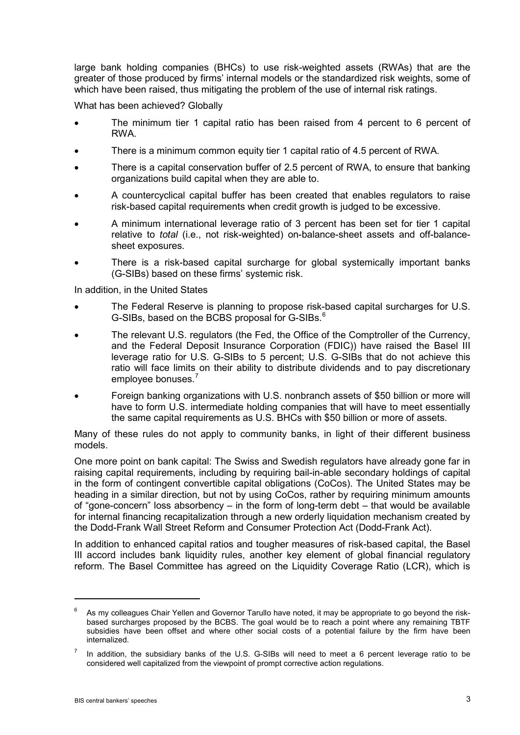large bank holding companies (BHCs) to use risk-weighted assets (RWAs) that are the greater of those produced by firms' internal models or the standardized risk weights, some of which have been raised, thus mitigating the problem of the use of internal risk ratings.

What has been achieved? Globally

- The minimum tier 1 capital ratio has been raised from 4 percent to 6 percent of RWA.
- There is a minimum common equity tier 1 capital ratio of 4.5 percent of RWA.
- There is a capital conservation buffer of 2.5 percent of RWA, to ensure that banking organizations build capital when they are able to.
- A countercyclical capital buffer has been created that enables regulators to raise risk-based capital requirements when credit growth is judged to be excessive.
- A minimum international leverage ratio of 3 percent has been set for tier 1 capital relative to *total* (i.e., not risk-weighted) on-balance-sheet assets and off-balance-sheet exposures.
- There is a risk-based capital surcharge for global systemically important banks (G-SIBs) based on these firms' systemic risk.

In addition, in the United States

- The Federal Reserve is planning to propose risk-based capital surcharges for U.S. G-SIBs, based on the BCBS proposal for G-SIBs.[6]
- The relevant U.S. regulators (the Fed, the Office of the Comptroller of the Currency, and the Federal Deposit Insurance Corporation (FDIC)) have raised the Basel III leverage ratio for U.S. G-SIBs to 5 percent; U.S. G-SIBs that do not achieve this ratio will face limits on their ability to distribute dividends and to pay discretionary employee bonuses.[7]
- Foreign banking organizations with U.S. nonbranch assets of $50 billion or more will have to form U.S. intermediate holding companies that will have to meet essentially the same capital requirements as U.S. BHCs with $50 billion or more of assets.

Many of these rules do not apply to community banks, in light of their different business models.

One more point on bank capital: The Swiss and Swedish regulators have already gone far in raising capital requirements, including by requiring bail-in-able secondary holdings of capital in the form of contingent convertible capital obligations (CoCos). The United States may be heading in a similar direction, but not by using CoCos, rather by requiring minimum amounts of "gone-concern" loss absorbency – in the form of long-term debt – that would be available for internal financing recapitalization through a new orderly liquidation mechanism created by the Dodd-Frank Wall Street Reform and Consumer Protection Act (Dodd-Frank Act).

In addition to enhanced capital ratios and tougher measures of risk-based capital, the Basel III accord includes bank liquidity rules, another key element of global financial regulatory reform. The Basel Committee has agreed on the Liquidity Coverage Ratio (LCR), which is

---

[6] As my colleagues Chair Yellen and Governor Tarullo have noted, it may be appropriate to go beyond the risk-based surcharges proposed by the BCBS. The goal would be to reach a point where any remaining TBTF subsidies have been offset and where other social costs of a potential failure by the firm have been internalized.

[7] In addition, the subsidiary banks of the U.S. G-SIBs will need to meet a 6 percent leverage ratio to be considered well capitalized from the viewpoint of prompt corrective action regulations.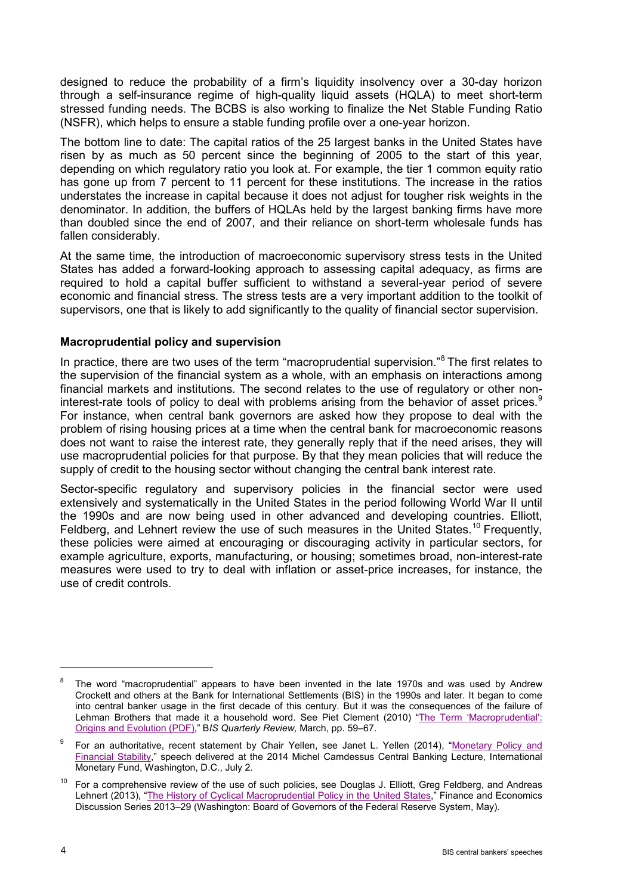designed to reduce the probability of a firm's liquidity insolvency over a 30-day horizon through a self-insurance regime of high-quality liquid assets (HQLA) to meet short-term stressed funding needs. The BCBS is also working to finalize the Net Stable Funding Ratio (NSFR), which helps to ensure a stable funding profile over a one-year horizon.

The bottom line to date: The capital ratios of the 25 largest banks in the United States have risen by as much as 50 percent since the beginning of 2005 to the start of this year, depending on which regulatory ratio you look at. For example, the tier 1 common equity ratio has gone up from 7 percent to 11 percent for these institutions. The increase in the ratios understates the increase in capital because it does not adjust for tougher risk weights in the denominator. In addition, the buffers of HQLAs held by the largest banking firms have more than doubled since the end of 2007, and their reliance on short-term wholesale funds has fallen considerably.

At the same time, the introduction of macroeconomic supervisory stress tests in the United States has added a forward-looking approach to assessing capital adequacy, as firms are required to hold a capital buffer sufficient to withstand a several-year period of severe economic and financial stress. The stress tests are a very important addition to the toolkit of supervisors, one that is likely to add significantly to the quality of financial sector supervision.

**Macroprudential policy and supervision**

In practice, there are two uses of the term "macroprudential supervision."[8] The first relates to the supervision of the financial system as a whole, with an emphasis on interactions among financial markets and institutions. The second relates to the use of regulatory or other non-interest-rate tools of policy to deal with problems arising from the behavior of asset prices.[9] For instance, when central bank governors are asked how they propose to deal with the problem of rising housing prices at a time when the central bank for macroeconomic reasons does not want to raise the interest rate, they generally reply that if the need arises, they will use macroprudential policies for that purpose. By that they mean policies that will reduce the supply of credit to the housing sector without changing the central bank interest rate.

Sector-specific regulatory and supervisory policies in the financial sector were used extensively and systematically in the United States in the period following World War II until the 1990s and are now being used in other advanced and developing countries. Elliott, Feldberg, and Lehnert review the use of such measures in the United States.[10] Frequently, these policies were aimed at encouraging or discouraging activity in particular sectors, for example agriculture, exports, manufacturing, or housing; sometimes broad, non-interest-rate measures were used to try to deal with inflation or asset-price increases, for instance, the use of credit controls.

---

[8] The word "macroprudential" appears to have been invented in the late 1970s and was used by Andrew Crockett and others at the Bank for International Settlements (BIS) in the 1990s and later. It began to come into central banker usage in the first decade of this century. But it was the consequences of the failure of Lehman Brothers that made it a household word. See Piet Clement (2010) "The Term 'Macroprudential': Origins and Evolution (PDF)," *BIS Quarterly Review,* March, pp. 59–67.

[9] For an authoritative, recent statement by Chair Yellen, see Janet L. Yellen (2014), "Monetary Policy and Financial Stability," speech delivered at the 2014 Michel Camdessus Central Banking Lecture, International Monetary Fund, Washington, D.C., July 2.

[10] For a comprehensive review of the use of such policies, see Douglas J. Elliott, Greg Feldberg, and Andreas Lehnert (2013), "The History of Cyclical Macroprudential Policy in the United States," Finance and Economics Discussion Series 2013–29 (Washington: Board of Governors of the Federal Reserve System, May).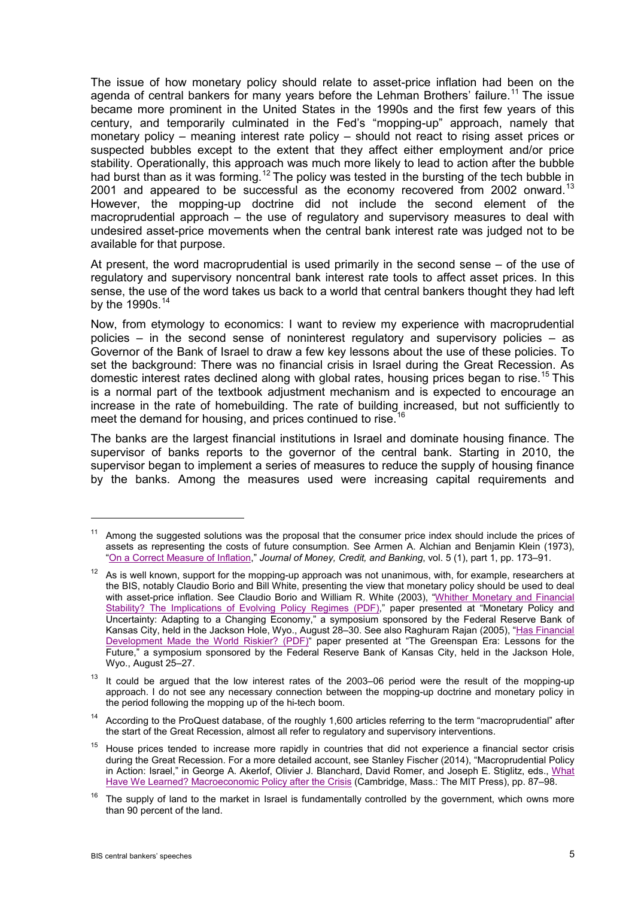The issue of how monetary policy should relate to asset-price inflation had been on the agenda of central bankers for many years before the Lehman Brothers' failure.[11] The issue became more prominent in the United States in the 1990s and the first few years of this century, and temporarily culminated in the Fed's "mopping-up" approach, namely that monetary policy – meaning interest rate policy – should not react to rising asset prices or suspected bubbles except to the extent that they affect either employment and/or price stability. Operationally, this approach was much more likely to lead to action after the bubble had burst than as it was forming.[12] The policy was tested in the bursting of the tech bubble in 2001 and appeared to be successful as the economy recovered from 2002 onward.[13] However, the mopping-up doctrine did not include the second element of the macroprudential approach – the use of regulatory and supervisory measures to deal with undesired asset-price movements when the central bank interest rate was judged not to be available for that purpose.

At present, the word macroprudential is used primarily in the second sense – of the use of regulatory and supervisory noncentral bank interest rate tools to affect asset prices. In this sense, the use of the word takes us back to a world that central bankers thought they had left by the 1990s.[14]

Now, from etymology to economics: I want to review my experience with macroprudential policies – in the second sense of noninterest regulatory and supervisory policies – as Governor of the Bank of Israel to draw a few key lessons about the use of these policies. To set the background: There was no financial crisis in Israel during the Great Recession. As domestic interest rates declined along with global rates, housing prices began to rise.[15] This is a normal part of the textbook adjustment mechanism and is expected to encourage an increase in the rate of homebuilding. The rate of building increased, but not sufficiently to meet the demand for housing, and prices continued to rise.[16]

The banks are the largest financial institutions in Israel and dominate housing finance. The supervisor of banks reports to the governor of the central bank. Starting in 2010, the supervisor began to implement a series of measures to reduce the supply of housing finance by the banks. Among the measures used were increasing capital requirements and

---

[11] Among the suggested solutions was the proposal that the consumer price index should include the prices of assets as representing the costs of future consumption. See Armen A. Alchian and Benjamin Klein (1973), "On a Correct Measure of Inflation," *Journal of Money, Credit, and Banking*, vol. 5 (1), part 1, pp. 173–91.

[12] As is well known, support for the mopping-up approach was not unanimous, with, for example, researchers at the BIS, notably Claudio Borio and Bill White, presenting the view that monetary policy should be used to deal with asset-price inflation. See Claudio Borio and William R. White (2003), "Whither Monetary and Financial Stability? The Implications of Evolving Policy Regimes (PDF)," paper presented at "Monetary Policy and Uncertainty: Adapting to a Changing Economy," a symposium sponsored by the Federal Reserve Bank of Kansas City, held in the Jackson Hole, Wyo., August 28–30. See also Raghuram Rajan (2005), "Has Financial Development Made the World Riskier? (PDF)" paper presented at "The Greenspan Era: Lessons for the Future," a symposium sponsored by the Federal Reserve Bank of Kansas City, held in the Jackson Hole, Wyo., August 25–27.

[13] It could be argued that the low interest rates of the 2003–06 period were the result of the mopping-up approach. I do not see any necessary connection between the mopping-up doctrine and monetary policy in the period following the mopping up of the hi-tech boom.

[14] According to the ProQuest database, of the roughly 1,600 articles referring to the term "macroprudential" after the start of the Great Recession, almost all refer to regulatory and supervisory interventions.

[15] House prices tended to increase more rapidly in countries that did not experience a financial sector crisis during the Great Recession. For a more detailed account, see Stanley Fischer (2014), "Macroprudential Policy in Action: Israel," in George A. Akerlof, Olivier J. Blanchard, David Romer, and Joseph E. Stiglitz, eds., What Have We Learned? Macroeconomic Policy after the Crisis (Cambridge, Mass.: The MIT Press), pp. 87–98.

[16] The supply of land to the market in Israel is fundamentally controlled by the government, which owns more than 90 percent of the land.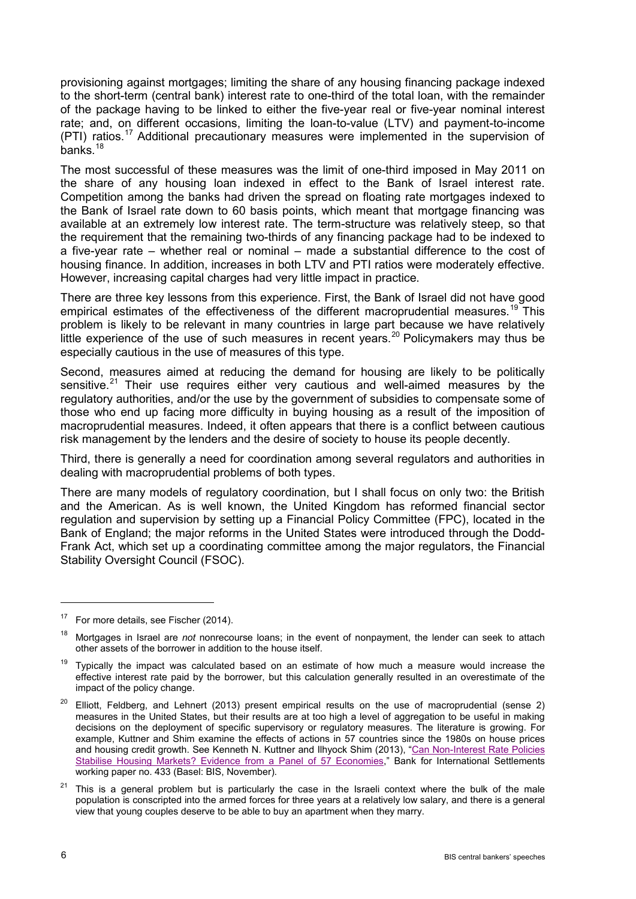provisioning against mortgages; limiting the share of any housing financing package indexed to the short-term (central bank) interest rate to one-third of the total loan, with the remainder of the package having to be linked to either the five-year real or five-year nominal interest rate; and, on different occasions, limiting the loan-to-value (LTV) and payment-to-income (PTI) ratios.[17] Additional precautionary measures were implemented in the supervision of banks.[18]

The most successful of these measures was the limit of one-third imposed in May 2011 on the share of any housing loan indexed in effect to the Bank of Israel interest rate. Competition among the banks had driven the spread on floating rate mortgages indexed to the Bank of Israel rate down to 60 basis points, which meant that mortgage financing was available at an extremely low interest rate. The term-structure was relatively steep, so that the requirement that the remaining two-thirds of any financing package had to be indexed to a five-year rate – whether real or nominal – made a substantial difference to the cost of housing finance. In addition, increases in both LTV and PTI ratios were moderately effective. However, increasing capital charges had very little impact in practice.

There are three key lessons from this experience. First, the Bank of Israel did not have good empirical estimates of the effectiveness of the different macroprudential measures.[19] This problem is likely to be relevant in many countries in large part because we have relatively little experience of the use of such measures in recent years.[20] Policymakers may thus be especially cautious in the use of measures of this type.

Second, measures aimed at reducing the demand for housing are likely to be politically sensitive.[21] Their use requires either very cautious and well-aimed measures by the regulatory authorities, and/or the use by the government of subsidies to compensate some of those who end up facing more difficulty in buying housing as a result of the imposition of macroprudential measures. Indeed, it often appears that there is a conflict between cautious risk management by the lenders and the desire of society to house its people decently.

Third, there is generally a need for coordination among several regulators and authorities in dealing with macroprudential problems of both types.

There are many models of regulatory coordination, but I shall focus on only two: the British and the American. As is well known, the United Kingdom has reformed financial sector regulation and supervision by setting up a Financial Policy Committee (FPC), located in the Bank of England; the major reforms in the United States were introduced through the Dodd-Frank Act, which set up a coordinating committee among the major regulators, the Financial Stability Oversight Council (FSOC).

---

[17] For more details, see Fischer (2014).

[18] Mortgages in Israel are *not* nonrecourse loans; in the event of nonpayment, the lender can seek to attach other assets of the borrower in addition to the house itself.

[19] Typically the impact was calculated based on an estimate of how much a measure would increase the effective interest rate paid by the borrower, but this calculation generally resulted in an overestimate of the impact of the policy change.

[20] Elliott, Feldberg, and Lehnert (2013) present empirical results on the use of macroprudential (sense 2) measures in the United States, but their results are at too high a level of aggregation to be useful in making decisions on the deployment of specific supervisory or regulatory measures. The literature is growing. For example, Kuttner and Shim examine the effects of actions in 57 countries since the 1980s on house prices and housing credit growth. See Kenneth N. Kuttner and Ilhyock Shim (2013), "Can Non-Interest Rate Policies Stabilise Housing Markets? Evidence from a Panel of 57 Economies," Bank for International Settlements working paper no. 433 (Basel: BIS, November).

[21] This is a general problem but is particularly the case in the Israeli context where the bulk of the male population is conscripted into the armed forces for three years at a relatively low salary, and there is a general view that young couples deserve to be able to buy an apartment when they marry.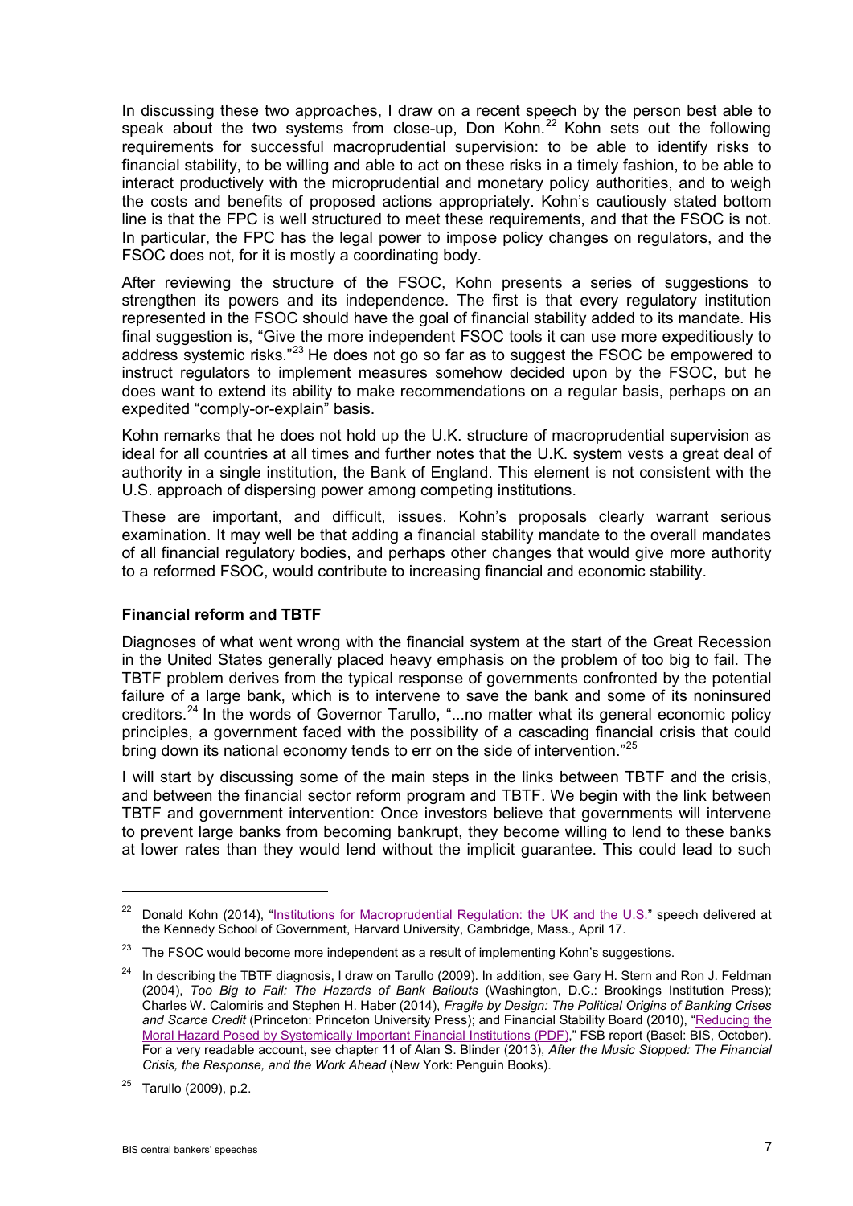In discussing these two approaches, I draw on a recent speech by the person best able to speak about the two systems from close-up, Don Kohn.[22] Kohn sets out the following requirements for successful macroprudential supervision: to be able to identify risks to financial stability, to be willing and able to act on these risks in a timely fashion, to be able to interact productively with the microprudential and monetary policy authorities, and to weigh the costs and benefits of proposed actions appropriately. Kohn's cautiously stated bottom line is that the FPC is well structured to meet these requirements, and that the FSOC is not. In particular, the FPC has the legal power to impose policy changes on regulators, and the FSOC does not, for it is mostly a coordinating body.

After reviewing the structure of the FSOC, Kohn presents a series of suggestions to strengthen its powers and its independence. The first is that every regulatory institution represented in the FSOC should have the goal of financial stability added to its mandate. His final suggestion is, "Give the more independent FSOC tools it can use more expeditiously to address systemic risks."[23] He does not go so far as to suggest the FSOC be empowered to instruct regulators to implement measures somehow decided upon by the FSOC, but he does want to extend its ability to make recommendations on a regular basis, perhaps on an expedited "comply-or-explain" basis.

Kohn remarks that he does not hold up the U.K. structure of macroprudential supervision as ideal for all countries at all times and further notes that the U.K. system vests a great deal of authority in a single institution, the Bank of England. This element is not consistent with the U.S. approach of dispersing power among competing institutions.

These are important, and difficult, issues. Kohn's proposals clearly warrant serious examination. It may well be that adding a financial stability mandate to the overall mandates of all financial regulatory bodies, and perhaps other changes that would give more authority to a reformed FSOC, would contribute to increasing financial and economic stability.

**Financial reform and TBTF**

Diagnoses of what went wrong with the financial system at the start of the Great Recession in the United States generally placed heavy emphasis on the problem of too big to fail. The TBTF problem derives from the typical response of governments confronted by the potential failure of a large bank, which is to intervene to save the bank and some of its noninsured creditors.[24] In the words of Governor Tarullo, "...no matter what its general economic policy principles, a government faced with the possibility of a cascading financial crisis that could bring down its national economy tends to err on the side of intervention."[25]

I will start by discussing some of the main steps in the links between TBTF and the crisis, and between the financial sector reform program and TBTF. We begin with the link between TBTF and government intervention: Once investors believe that governments will intervene to prevent large banks from becoming bankrupt, they become willing to lend to these banks at lower rates than they would lend without the implicit guarantee. This could lead to such

---

[22] Donald Kohn (2014), "Institutions for Macroprudential Regulation: the UK and the U.S." speech delivered at the Kennedy School of Government, Harvard University, Cambridge, Mass., April 17.

[23] The FSOC would become more independent as a result of implementing Kohn's suggestions.

[24] In describing the TBTF diagnosis, I draw on Tarullo (2009). In addition, see Gary H. Stern and Ron J. Feldman (2004), *Too Big to Fail: The Hazards of Bank Bailouts* (Washington, D.C.: Brookings Institution Press); Charles W. Calomiris and Stephen H. Haber (2014), *Fragile by Design: The Political Origins of Banking Crises and Scarce Credit* (Princeton: Princeton University Press); and Financial Stability Board (2010), "Reducing the Moral Hazard Posed by Systemically Important Financial Institutions (PDF)," FSB report (Basel: BIS, October). For a very readable account, see chapter 11 of Alan S. Blinder (2013), *After the Music Stopped: The Financial Crisis, the Response, and the Work Ahead* (New York: Penguin Books).

[25] Tarullo (2009), p.2.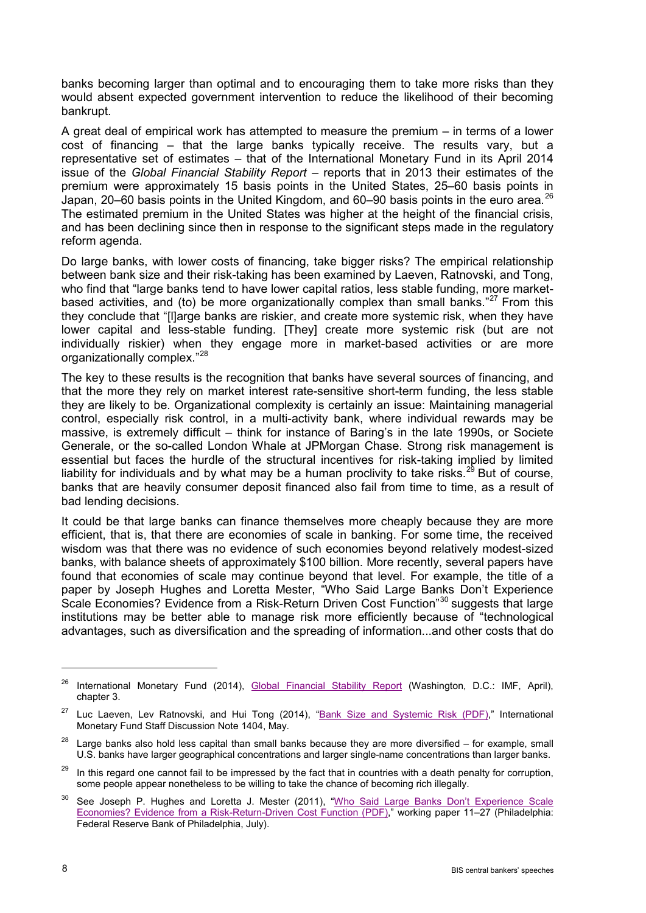banks becoming larger than optimal and to encouraging them to take more risks than they would absent expected government intervention to reduce the likelihood of their becoming bankrupt.

A great deal of empirical work has attempted to measure the premium – in terms of a lower cost of financing – that the large banks typically receive. The results vary, but a representative set of estimates – that of the International Monetary Fund in its April 2014 issue of the *Global Financial Stability Report* – reports that in 2013 their estimates of the premium were approximately 15 basis points in the United States, 25–60 basis points in Japan, 20–60 basis points in the United Kingdom, and 60–90 basis points in the euro area.[26] The estimated premium in the United States was higher at the height of the financial crisis, and has been declining since then in response to the significant steps made in the regulatory reform agenda.

Do large banks, with lower costs of financing, take bigger risks? The empirical relationship between bank size and their risk-taking has been examined by Laeven, Ratnovski, and Tong, who find that "large banks tend to have lower capital ratios, less stable funding, more market-based activities, and (to) be more organizationally complex than small banks."[27] From this they conclude that "[l]arge banks are riskier, and create more systemic risk, when they have lower capital and less-stable funding. [They] create more systemic risk (but are not individually riskier) when they engage more in market-based activities or are more organizationally complex."[28]

The key to these results is the recognition that banks have several sources of financing, and that the more they rely on market interest rate-sensitive short-term funding, the less stable they are likely to be. Organizational complexity is certainly an issue: Maintaining managerial control, especially risk control, in a multi-activity bank, where individual rewards may be massive, is extremely difficult – think for instance of Baring's in the late 1990s, or Societe Generale, or the so-called London Whale at JPMorgan Chase. Strong risk management is essential but faces the hurdle of the structural incentives for risk-taking implied by limited liability for individuals and by what may be a human proclivity to take risks.[29] But of course, banks that are heavily consumer deposit financed also fail from time to time, as a result of bad lending decisions.

It could be that large banks can finance themselves more cheaply because they are more efficient, that is, that there are economies of scale in banking. For some time, the received wisdom was that there was no evidence of such economies beyond relatively modest-sized banks, with balance sheets of approximately $100 billion. More recently, several papers have found that economies of scale may continue beyond that level. For example, the title of a paper by Joseph Hughes and Loretta Mester, "Who Said Large Banks Don't Experience Scale Economies? Evidence from a Risk-Return Driven Cost Function"[30] suggests that large institutions may be better able to manage risk more efficiently because of "technological advantages, such as diversification and the spreading of information...and other costs that do

---

[26] International Monetary Fund (2014), Global Financial Stability Report (Washington, D.C.: IMF, April), chapter 3.

[27] Luc Laeven, Lev Ratnovski, and Hui Tong (2014), "Bank Size and Systemic Risk (PDF)," International Monetary Fund Staff Discussion Note 1404, May.

[28] Large banks also hold less capital than small banks because they are more diversified – for example, small U.S. banks have larger geographical concentrations and larger single-name concentrations than larger banks.

[29] In this regard one cannot fail to be impressed by the fact that in countries with a death penalty for corruption, some people appear nonetheless to be willing to take the chance of becoming rich illegally.

[30] See Joseph P. Hughes and Loretta J. Mester (2011), "Who Said Large Banks Don't Experience Scale Economies? Evidence from a Risk-Return-Driven Cost Function (PDF)," working paper 11–27 (Philadelphia: Federal Reserve Bank of Philadelphia, July).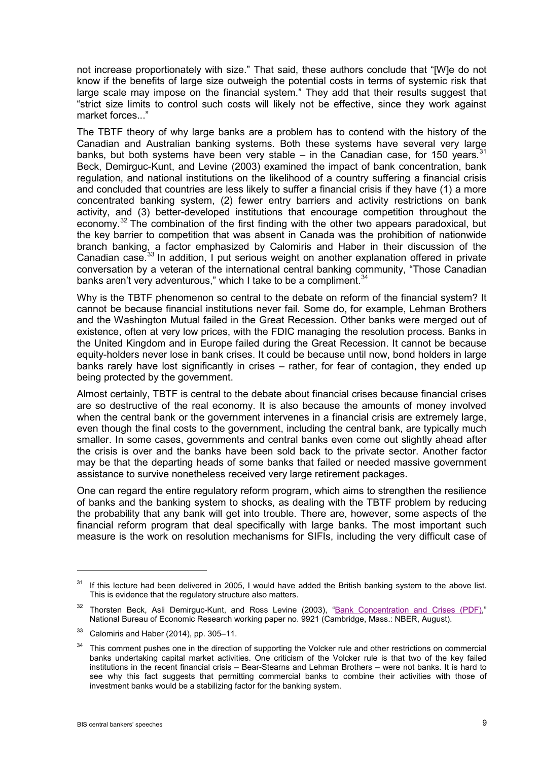not increase proportionately with size." That said, these authors conclude that "[W]e do not know if the benefits of large size outweigh the potential costs in terms of systemic risk that large scale may impose on the financial system." They add that their results suggest that "strict size limits to control such costs will likely not be effective, since they work against market forces..."

The TBTF theory of why large banks are a problem has to contend with the history of the Canadian and Australian banking systems. Both these systems have several very large banks, but both systems have been very stable – in the Canadian case, for 150 years.[31] Beck, Demirguc-Kunt, and Levine (2003) examined the impact of bank concentration, bank regulation, and national institutions on the likelihood of a country suffering a financial crisis and concluded that countries are less likely to suffer a financial crisis if they have (1) a more concentrated banking system, (2) fewer entry barriers and activity restrictions on bank activity, and (3) better-developed institutions that encourage competition throughout the economy.[32] The combination of the first finding with the other two appears paradoxical, but the key barrier to competition that was absent in Canada was the prohibition of nationwide branch banking, a factor emphasized by Calomiris and Haber in their discussion of the Canadian case.[33] In addition, I put serious weight on another explanation offered in private conversation by a veteran of the international central banking community, "Those Canadian banks aren't very adventurous," which I take to be a compliment.[34]

Why is the TBTF phenomenon so central to the debate on reform of the financial system? It cannot be because financial institutions never fail. Some do, for example, Lehman Brothers and the Washington Mutual failed in the Great Recession. Other banks were merged out of existence, often at very low prices, with the FDIC managing the resolution process. Banks in the United Kingdom and in Europe failed during the Great Recession. It cannot be because equity-holders never lose in bank crises. It could be because until now, bond holders in large banks rarely have lost significantly in crises – rather, for fear of contagion, they ended up being protected by the government.

Almost certainly, TBTF is central to the debate about financial crises because financial crises are so destructive of the real economy. It is also because the amounts of money involved when the central bank or the government intervenes in a financial crisis are extremely large, even though the final costs to the government, including the central bank, are typically much smaller. In some cases, governments and central banks even come out slightly ahead after the crisis is over and the banks have been sold back to the private sector. Another factor may be that the departing heads of some banks that failed or needed massive government assistance to survive nonetheless received very large retirement packages.

One can regard the entire regulatory reform program, which aims to strengthen the resilience of banks and the banking system to shocks, as dealing with the TBTF problem by reducing the probability that any bank will get into trouble. There are, however, some aspects of the financial reform program that deal specifically with large banks. The most important such measure is the work on resolution mechanisms for SIFIs, including the very difficult case of

---

[31] If this lecture had been delivered in 2005, I would have added the British banking system to the above list. This is evidence that the regulatory structure also matters.

[32] Thorsten Beck, Asli Demirguc-Kunt, and Ross Levine (2003), "Bank Concentration and Crises (PDF)," National Bureau of Economic Research working paper no. 9921 (Cambridge, Mass.: NBER, August).

[33] Calomiris and Haber (2014), pp. 305–11.

[34] This comment pushes one in the direction of supporting the Volcker rule and other restrictions on commercial banks undertaking capital market activities. One criticism of the Volcker rule is that two of the key failed institutions in the recent financial crisis – Bear-Stearns and Lehman Brothers – were not banks. It is hard to see why this fact suggests that permitting commercial banks to combine their activities with those of investment banks would be a stabilizing factor for the banking system.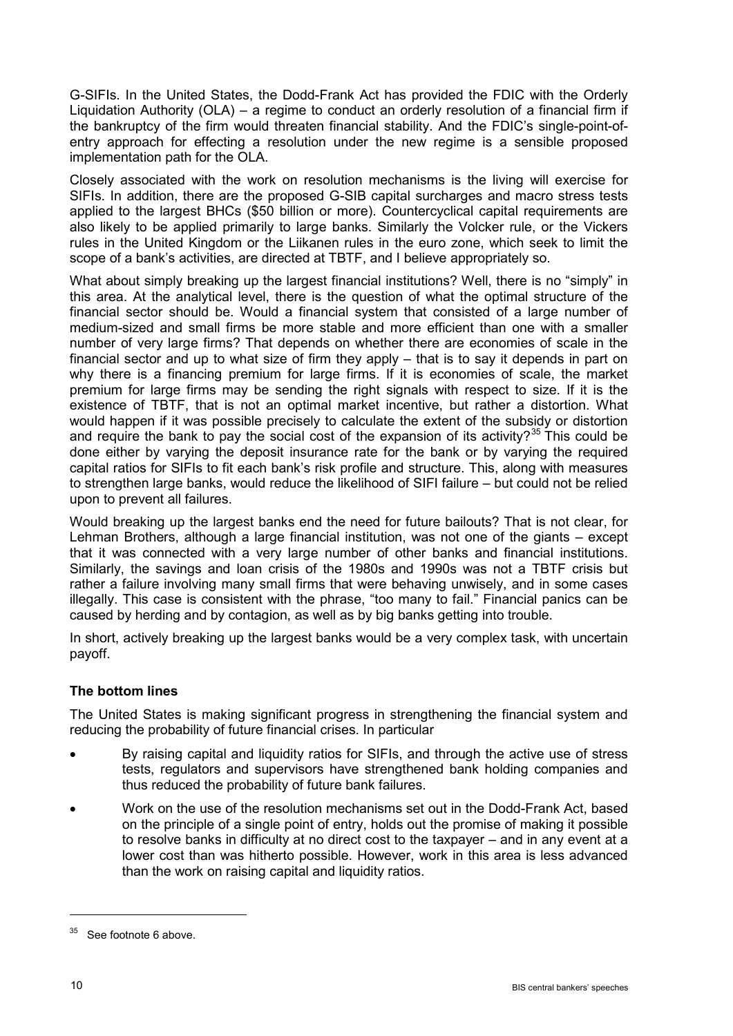G-SIFIs. In the United States, the Dodd-Frank Act has provided the FDIC with the Orderly Liquidation Authority (OLA) – a regime to conduct an orderly resolution of a financial firm if the bankruptcy of the firm would threaten financial stability. And the FDIC's single-point-of-entry approach for effecting a resolution under the new regime is a sensible proposed implementation path for the OLA.

Closely associated with the work on resolution mechanisms is the living will exercise for SIFIs. In addition, there are the proposed G-SIB capital surcharges and macro stress tests applied to the largest BHCs ($50 billion or more). Countercyclical capital requirements are also likely to be applied primarily to large banks. Similarly the Volcker rule, or the Vickers rules in the United Kingdom or the Liikanen rules in the euro zone, which seek to limit the scope of a bank's activities, are directed at TBTF, and I believe appropriately so.

What about simply breaking up the largest financial institutions? Well, there is no "simply" in this area. At the analytical level, there is the question of what the optimal structure of the financial sector should be. Would a financial system that consisted of a large number of medium-sized and small firms be more stable and more efficient than one with a smaller number of very large firms? That depends on whether there are economies of scale in the financial sector and up to what size of firm they apply – that is to say it depends in part on why there is a financing premium for large firms. If it is economies of scale, the market premium for large firms may be sending the right signals with respect to size. If it is the existence of TBTF, that is not an optimal market incentive, but rather a distortion. What would happen if it was possible precisely to calculate the extent of the subsidy or distortion and require the bank to pay the social cost of the expansion of its activity?[35] This could be done either by varying the deposit insurance rate for the bank or by varying the required capital ratios for SIFIs to fit each bank's risk profile and structure. This, along with measures to strengthen large banks, would reduce the likelihood of SIFI failure – but could not be relied upon to prevent all failures.

Would breaking up the largest banks end the need for future bailouts? That is not clear, for Lehman Brothers, although a large financial institution, was not one of the giants – except that it was connected with a very large number of other banks and financial institutions. Similarly, the savings and loan crisis of the 1980s and 1990s was not a TBTF crisis but rather a failure involving many small firms that were behaving unwisely, and in some cases illegally. This case is consistent with the phrase, "too many to fail." Financial panics can be caused by herding and by contagion, as well as by big banks getting into trouble.

In short, actively breaking up the largest banks would be a very complex task, with uncertain payoff.

### The bottom lines

The United States is making significant progress in strengthening the financial system and reducing the probability of future financial crises. In particular

- By raising capital and liquidity ratios for SIFIs, and through the active use of stress tests, regulators and supervisors have strengthened bank holding companies and thus reduced the probability of future bank failures.
- Work on the use of the resolution mechanisms set out in the Dodd-Frank Act, based on the principle of a single point of entry, holds out the promise of making it possible to resolve banks in difficulty at no direct cost to the taxpayer – and in any event at a lower cost than was hitherto possible. However, work in this area is less advanced than the work on raising capital and liquidity ratios.

---

[35] See footnote 6 above.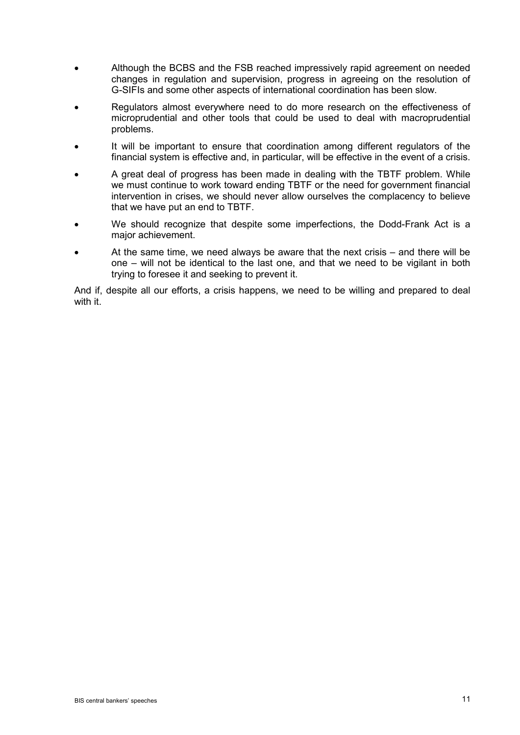- Although the BCBS and the FSB reached impressively rapid agreement on needed changes in regulation and supervision, progress in agreeing on the resolution of G-SIFIs and some other aspects of international coordination has been slow.
- Regulators almost everywhere need to do more research on the effectiveness of microprudential and other tools that could be used to deal with macroprudential problems.
- It will be important to ensure that coordination among different regulators of the financial system is effective and, in particular, will be effective in the event of a crisis.
- A great deal of progress has been made in dealing with the TBTF problem. While we must continue to work toward ending TBTF or the need for government financial intervention in crises, we should never allow ourselves the complacency to believe that we have put an end to TBTF.
- We should recognize that despite some imperfections, the Dodd-Frank Act is a major achievement.
- At the same time, we need always be aware that the next crisis – and there will be one – will not be identical to the last one, and that we need to be vigilant in both trying to foresee it and seeking to prevent it.

And if, despite all our efforts, a crisis happens, we need to be willing and prepared to deal with it.